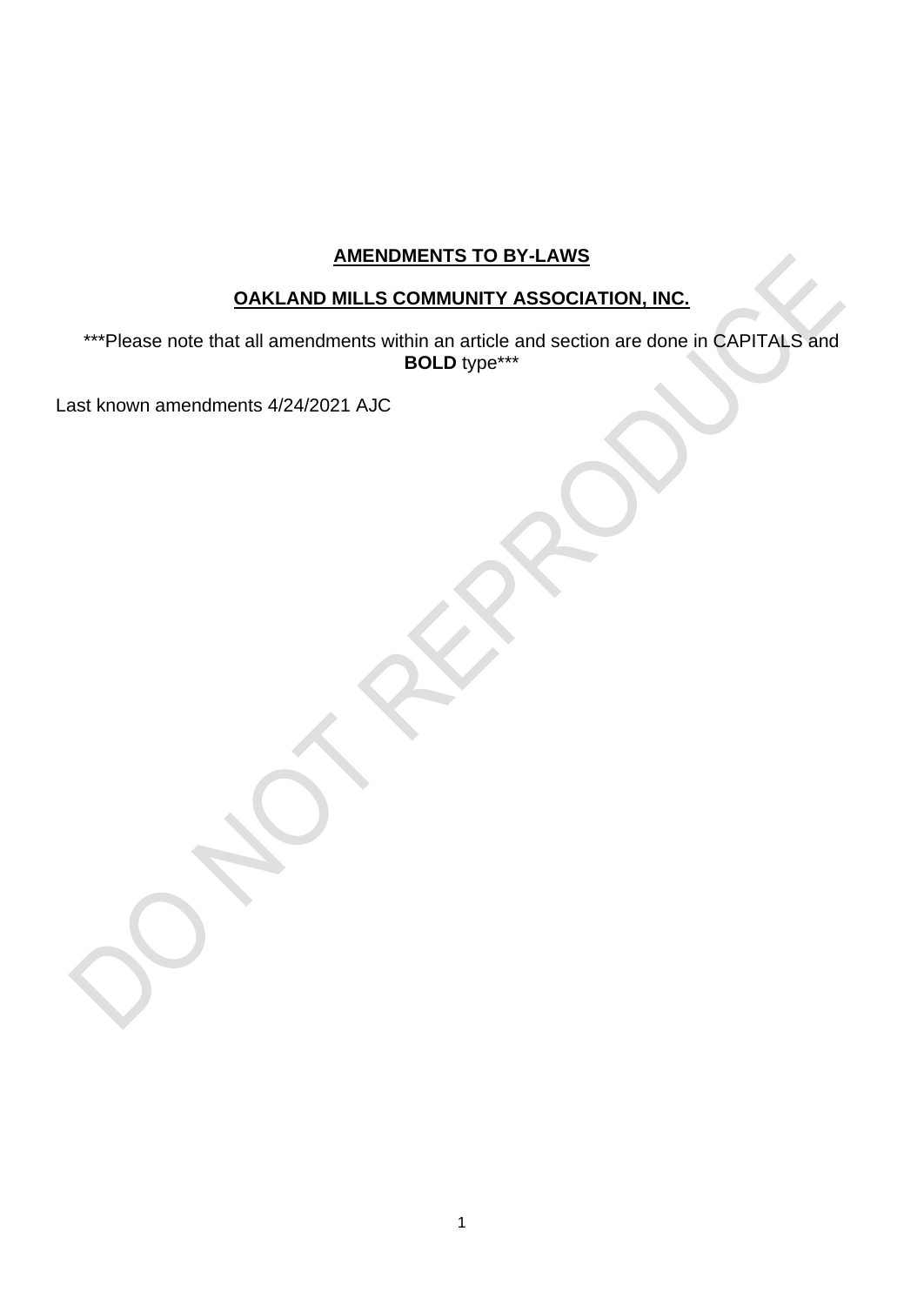# AMENDMENTS TO BY-LAWS

## OAKLAND MILLS COMMUNITY ASSOCIATION, INC.

***Please note that all amendments within an article and section are done in CAPITALS and **BOLD** type***

Last known amendments 4/24/2021 AJC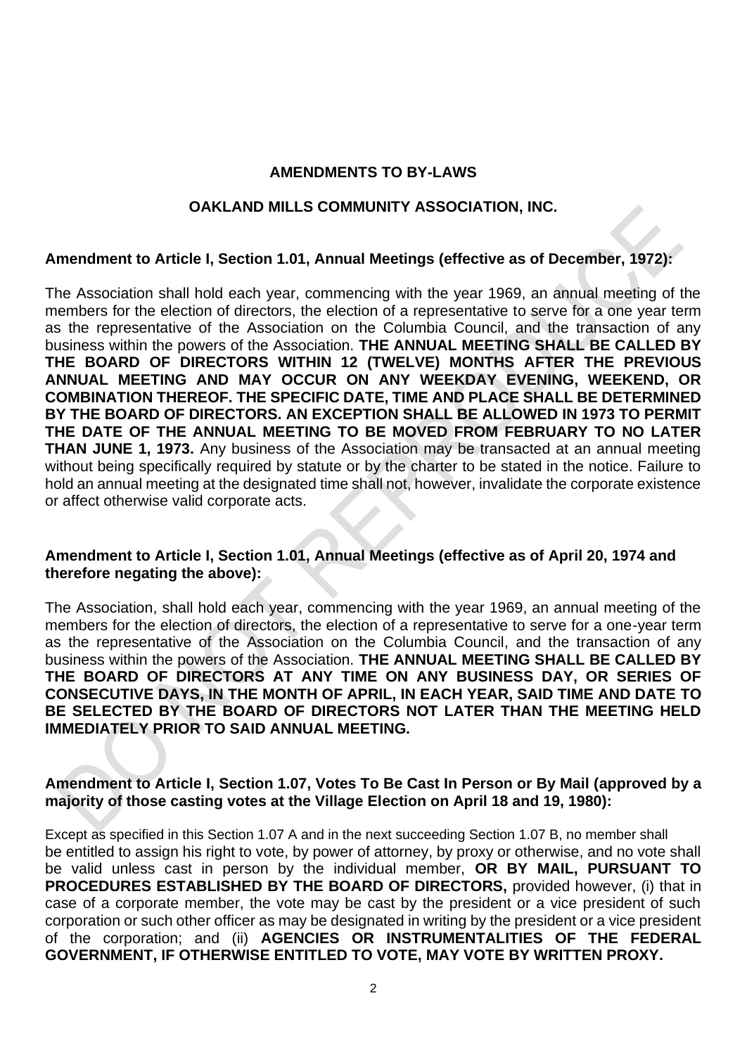## AMENDMENTS TO BY-LAWS

## OAKLAND MILLS COMMUNITY ASSOCIATION, INC.

**Amendment to Article I, Section 1.01, Annual Meetings (effective as of December, 1972):**

The Association shall hold each year, commencing with the year 1969, an annual meeting of the members for the election of directors, the election of a representative to serve for a one year term as the representative of the Association on the Columbia Council, and the transaction of any business within the powers of the Association. **THE ANNUAL MEETING SHALL BE CALLED BY THE BOARD OF DIRECTORS WITHIN 12 (TWELVE) MONTHS AFTER THE PREVIOUS ANNUAL MEETING AND MAY OCCUR ON ANY WEEKDAY EVENING, WEEKEND, OR COMBINATION THEREOF. THE SPECIFIC DATE, TIME AND PLACE SHALL BE DETERMINED BY THE BOARD OF DIRECTORS. AN EXCEPTION SHALL BE ALLOWED IN 1973 TO PERMIT THE DATE OF THE ANNUAL MEETING TO BE MOVED FROM FEBRUARY TO NO LATER THAN JUNE 1, 1973.** Any business of the Association may be transacted at an annual meeting without being specifically required by statute or by the charter to be stated in the notice. Failure to hold an annual meeting at the designated time shall not, however, invalidate the corporate existence or affect otherwise valid corporate acts.

**Amendment to Article I, Section 1.01, Annual Meetings (effective as of April 20, 1974 and therefore negating the above):**

The Association, shall hold each year, commencing with the year 1969, an annual meeting of the members for the election of directors, the election of a representative to serve for a one-year term as the representative of the Association on the Columbia Council, and the transaction of any business within the powers of the Association. **THE ANNUAL MEETING SHALL BE CALLED BY THE BOARD OF DIRECTORS AT ANY TIME ON ANY BUSINESS DAY, OR SERIES OF CONSECUTIVE DAYS, IN THE MONTH OF APRIL, IN EACH YEAR, SAID TIME AND DATE TO BE SELECTED BY THE BOARD OF DIRECTORS NOT LATER THAN THE MEETING HELD IMMEDIATELY PRIOR TO SAID ANNUAL MEETING.**

**Amendment to Article I, Section 1.07, Votes To Be Cast In Person or By Mail (approved by a majority of those casting votes at the Village Election on April 18 and 19, 1980):**

Except as specified in this Section 1.07 A and in the next succeeding Section 1.07 B, no member shall be entitled to assign his right to vote, by power of attorney, by proxy or otherwise, and no vote shall be valid unless cast in person by the individual member, **OR BY MAIL, PURSUANT TO PROCEDURES ESTABLISHED BY THE BOARD OF DIRECTORS,** provided however, (i) that in case of a corporate member, the vote may be cast by the president or a vice president of such corporation or such other officer as may be designated in writing by the president or a vice president of the corporation; and (ii) **AGENCIES OR INSTRUMENTALITIES OF THE FEDERAL GOVERNMENT, IF OTHERWISE ENTITLED TO VOTE, MAY VOTE BY WRITTEN PROXY.**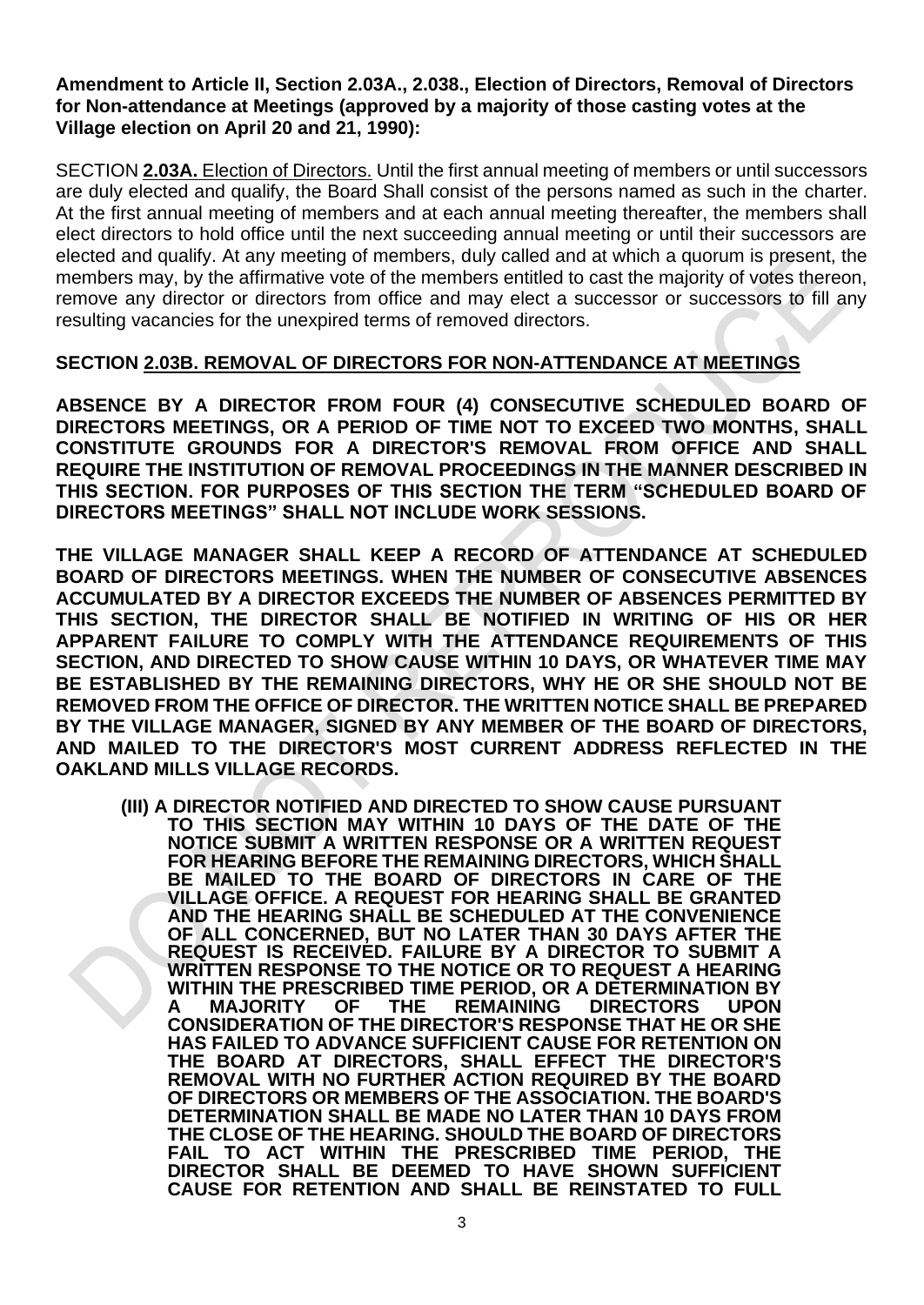**Amendment to Article II, Section 2.03A., 2.038., Election of Directors, Removal of Directors for Non-attendance at Meetings (approved by a majority of those casting votes at the Village election on April 20 and 21, 1990):**

SECTION **2.03A.** Election of Directors. Until the first annual meeting of members or until successors are duly elected and qualify, the Board Shall consist of the persons named as such in the charter. At the first annual meeting of members and at each annual meeting thereafter, the members shall elect directors to hold office until the next succeeding annual meeting or until their successors are elected and qualify. At any meeting of members, duly called and at which a quorum is present, the members may, by the affirmative vote of the members entitled to cast the majority of votes thereon, remove any director or directors from office and may elect a successor or successors to fill any resulting vacancies for the unexpired terms of removed directors.

**SECTION 2.03B. REMOVAL OF DIRECTORS FOR NON-ATTENDANCE AT MEETINGS**

**ABSENCE BY A DIRECTOR FROM FOUR (4) CONSECUTIVE SCHEDULED BOARD OF DIRECTORS MEETINGS, OR A PERIOD OF TIME NOT TO EXCEED TWO MONTHS, SHALL CONSTITUTE GROUNDS FOR A DIRECTOR'S REMOVAL FROM OFFICE AND SHALL REQUIRE THE INSTITUTION OF REMOVAL PROCEEDINGS IN THE MANNER DESCRIBED IN THIS SECTION. FOR PURPOSES OF THIS SECTION THE TERM "SCHEDULED BOARD OF DIRECTORS MEETINGS" SHALL NOT INCLUDE WORK SESSIONS.**

**THE VILLAGE MANAGER SHALL KEEP A RECORD OF ATTENDANCE AT SCHEDULED BOARD OF DIRECTORS MEETINGS. WHEN THE NUMBER OF CONSECUTIVE ABSENCES ACCUMULATED BY A DIRECTOR EXCEEDS THE NUMBER OF ABSENCES PERMITTED BY THIS SECTION, THE DIRECTOR SHALL BE NOTIFIED IN WRITING OF HIS OR HER APPARENT FAILURE TO COMPLY WITH THE ATTENDANCE REQUIREMENTS OF THIS SECTION, AND DIRECTED TO SHOW CAUSE WITHIN 10 DAYS, OR WHATEVER TIME MAY BE ESTABLISHED BY THE REMAINING DIRECTORS, WHY HE OR SHE SHOULD NOT BE REMOVED FROM THE OFFICE OF DIRECTOR. THE WRITTEN NOTICE SHALL BE PREPARED BY THE VILLAGE MANAGER, SIGNED BY ANY MEMBER OF THE BOARD OF DIRECTORS, AND MAILED TO THE DIRECTOR'S MOST CURRENT ADDRESS REFLECTED IN THE OAKLAND MILLS VILLAGE RECORDS.**

**(III) A DIRECTOR NOTIFIED AND DIRECTED TO SHOW CAUSE PURSUANT TO THIS SECTION MAY WITHIN 10 DAYS OF THE DATE OF THE NOTICE SUBMIT A WRITTEN RESPONSE OR A WRITTEN REQUEST FOR HEARING BEFORE THE REMAINING DIRECTORS, WHICH SHALL BE MAILED TO THE BOARD OF DIRECTORS IN CARE OF THE VILLAGE OFFICE. A REQUEST FOR HEARING SHALL BE GRANTED AND THE HEARING SHALL BE SCHEDULED AT THE CONVENIENCE OF ALL CONCERNED, BUT NO LATER THAN 30 DAYS AFTER THE REQUEST IS RECEIVED. FAILURE BY A DIRECTOR TO SUBMIT A WRITTEN RESPONSE TO THE NOTICE OR TO REQUEST A HEARING WITHIN THE PRESCRIBED TIME PERIOD, OR A DETERMINATION BY A MAJORITY OF THE REMAINING DIRECTORS UPON CONSIDERATION OF THE DIRECTOR'S RESPONSE THAT HE OR SHE HAS FAILED TO ADVANCE SUFFICIENT CAUSE FOR RETENTION ON THE BOARD AT DIRECTORS, SHALL EFFECT THE DIRECTOR'S REMOVAL WITH NO FURTHER ACTION REQUIRED BY THE BOARD OF DIRECTORS OR MEMBERS OF THE ASSOCIATION. THE BOARD'S DETERMINATION SHALL BE MADE NO LATER THAN 10 DAYS FROM THE CLOSE OF THE HEARING. SHOULD THE BOARD OF DIRECTORS FAIL TO ACT WITHIN THE PRESCRIBED TIME PERIOD, THE DIRECTOR SHALL BE DEEMED TO HAVE SHOWN SUFFICIENT CAUSE FOR RETENTION AND SHALL BE REINSTATED TO FULL**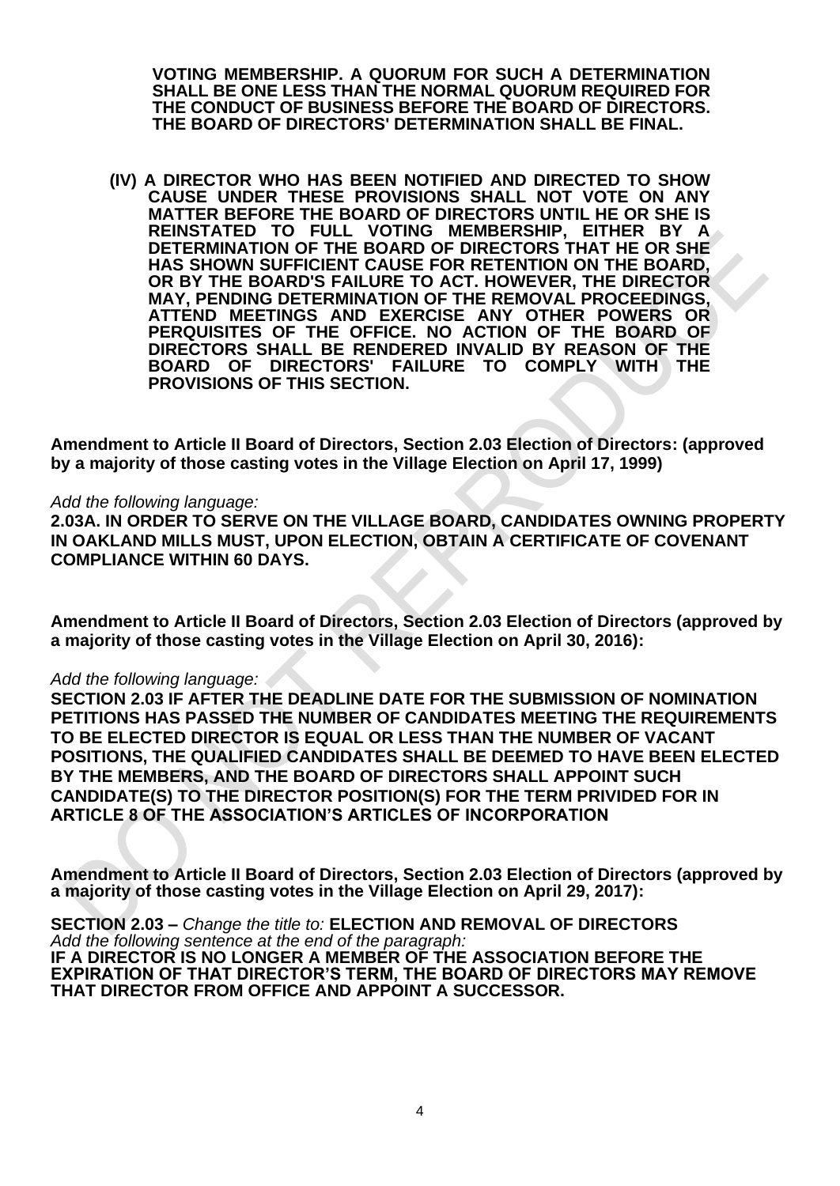**VOTING MEMBERSHIP. A QUORUM FOR SUCH A DETERMINATION SHALL BE ONE LESS THAN THE NORMAL QUORUM REQUIRED FOR THE CONDUCT OF BUSINESS BEFORE THE BOARD OF DIRECTORS. THE BOARD OF DIRECTORS' DETERMINATION SHALL BE FINAL.**

**(IV) A DIRECTOR WHO HAS BEEN NOTIFIED AND DIRECTED TO SHOW CAUSE UNDER THESE PROVISIONS SHALL NOT VOTE ON ANY MATTER BEFORE THE BOARD OF DIRECTORS UNTIL HE OR SHE IS REINSTATED TO FULL VOTING MEMBERSHIP, EITHER BY A DETERMINATION OF THE BOARD OF DIRECTORS THAT HE OR SHE HAS SHOWN SUFFICIENT CAUSE FOR RETENTION ON THE BOARD, OR BY THE BOARD'S FAILURE TO ACT. HOWEVER, THE DIRECTOR MAY, PENDING DETERMINATION OF THE REMOVAL PROCEEDINGS, ATTEND MEETINGS AND EXERCISE ANY OTHER POWERS OR PERQUISITES OF THE OFFICE. NO ACTION OF THE BOARD OF DIRECTORS SHALL BE RENDERED INVALID BY REASON OF THE BOARD OF DIRECTORS' FAILURE TO COMPLY WITH THE PROVISIONS OF THIS SECTION.**

**Amendment to Article II Board of Directors, Section 2.03 Election of Directors: (approved by a majority of those casting votes in the Village Election on April 17, 1999)**

*Add the following language:*
**2.03A. IN ORDER TO SERVE ON THE VILLAGE BOARD, CANDIDATES OWNING PROPERTY IN OAKLAND MILLS MUST, UPON ELECTION, OBTAIN A CERTIFICATE OF COVENANT COMPLIANCE WITHIN 60 DAYS.**

**Amendment to Article II Board of Directors, Section 2.03 Election of Directors (approved by a majority of those casting votes in the Village Election on April 30, 2016):**

*Add the following language:*
**SECTION 2.03 IF AFTER THE DEADLINE DATE FOR THE SUBMISSION OF NOMINATION PETITIONS HAS PASSED THE NUMBER OF CANDIDATES MEETING THE REQUIREMENTS TO BE ELECTED DIRECTOR IS EQUAL OR LESS THAN THE NUMBER OF VACANT POSITIONS, THE QUALIFIED CANDIDATES SHALL BE DEEMED TO HAVE BEEN ELECTED BY THE MEMBERS, AND THE BOARD OF DIRECTORS SHALL APPOINT SUCH CANDIDATE(S) TO THE DIRECTOR POSITION(S) FOR THE TERM PRIVIDED FOR IN ARTICLE 8 OF THE ASSOCIATION'S ARTICLES OF INCORPORATION**

**Amendment to Article II Board of Directors, Section 2.03 Election of Directors (approved by a majority of those casting votes in the Village Election on April 29, 2017):**

**SECTION 2.03 –** *Change the title to:* **ELECTION AND REMOVAL OF DIRECTORS**
*Add the following sentence at the end of the paragraph:*
**IF A DIRECTOR IS NO LONGER A MEMBER OF THE ASSOCIATION BEFORE THE EXPIRATION OF THAT DIRECTOR'S TERM, THE BOARD OF DIRECTORS MAY REMOVE THAT DIRECTOR FROM OFFICE AND APPOINT A SUCCESSOR.**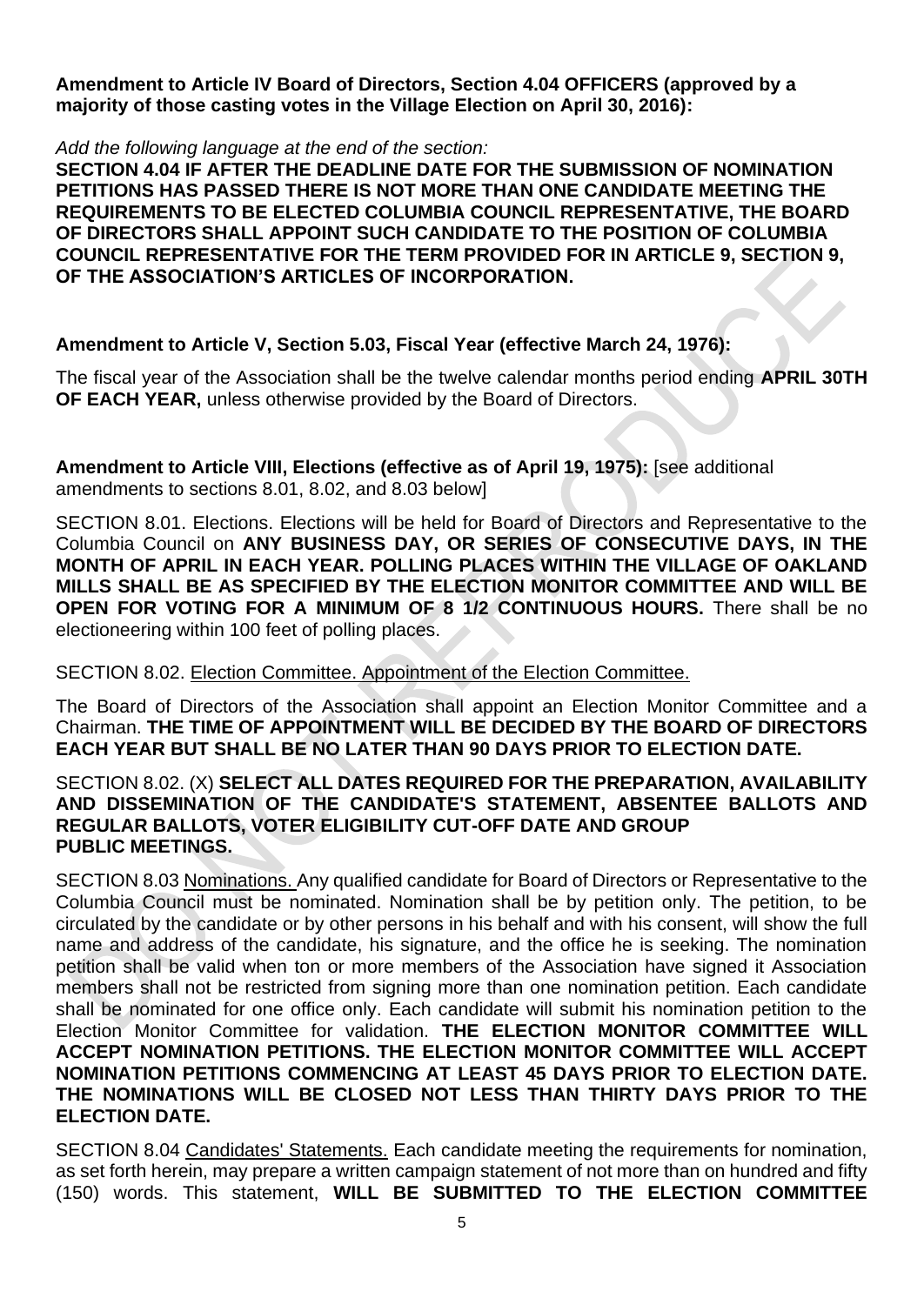**Amendment to Article IV Board of Directors, Section 4.04 OFFICERS (approved by a majority of those casting votes in the Village Election on April 30, 2016):**

*Add the following language at the end of the section:*

**SECTION 4.04 IF AFTER THE DEADLINE DATE FOR THE SUBMISSION OF NOMINATION PETITIONS HAS PASSED THERE IS NOT MORE THAN ONE CANDIDATE MEETING THE REQUIREMENTS TO BE ELECTED COLUMBIA COUNCIL REPRESENTATIVE, THE BOARD OF DIRECTORS SHALL APPOINT SUCH CANDIDATE TO THE POSITION OF COLUMBIA COUNCIL REPRESENTATIVE FOR THE TERM PROVIDED FOR IN ARTICLE 9, SECTION 9, OF THE ASSOCIATION'S ARTICLES OF INCORPORATION.**

**Amendment to Article V, Section 5.03, Fiscal Year (effective March 24, 1976):**

The fiscal year of the Association shall be the twelve calendar months period ending **APRIL 30TH OF EACH YEAR,** unless otherwise provided by the Board of Directors.

**Amendment to Article VIII, Elections (effective as of April 19, 1975):** [see additional amendments to sections 8.01, 8.02, and 8.03 below]

SECTION 8.01. Elections. Elections will be held for Board of Directors and Representative to the Columbia Council on **ANY BUSINESS DAY, OR SERIES OF CONSECUTIVE DAYS, IN THE MONTH OF APRIL IN EACH YEAR. POLLING PLACES WITHIN THE VILLAGE OF OAKLAND MILLS SHALL BE AS SPECIFIED BY THE ELECTION MONITOR COMMITTEE AND WILL BE OPEN FOR VOTING FOR A MINIMUM OF 8 1/2 CONTINUOUS HOURS.** There shall be no electioneering within 100 feet of polling places.

SECTION 8.02. Election Committee. Appointment of the Election Committee.

The Board of Directors of the Association shall appoint an Election Monitor Committee and a Chairman. **THE TIME OF APPOINTMENT WILL BE DECIDED BY THE BOARD OF DIRECTORS EACH YEAR BUT SHALL BE NO LATER THAN 90 DAYS PRIOR TO ELECTION DATE.**

SECTION 8.02. (X) **SELECT ALL DATES REQUIRED FOR THE PREPARATION, AVAILABILITY AND DISSEMINATION OF THE CANDIDATE'S STATEMENT, ABSENTEE BALLOTS AND REGULAR BALLOTS, VOTER ELIGIBILITY CUT-OFF DATE AND GROUP PUBLIC MEETINGS.**

SECTION 8.03 Nominations. Any qualified candidate for Board of Directors or Representative to the Columbia Council must be nominated. Nomination shall be by petition only. The petition, to be circulated by the candidate or by other persons in his behalf and with his consent, will show the full name and address of the candidate, his signature, and the office he is seeking. The nomination petition shall be valid when ton or more members of the Association have signed it Association members shall not be restricted from signing more than one nomination petition. Each candidate shall be nominated for one office only. Each candidate will submit his nomination petition to the Election Monitor Committee for validation. **THE ELECTION MONITOR COMMITTEE WILL ACCEPT NOMINATION PETITIONS. THE ELECTION MONITOR COMMITTEE WILL ACCEPT NOMINATION PETITIONS COMMENCING AT LEAST 45 DAYS PRIOR TO ELECTION DATE. THE NOMINATIONS WILL BE CLOSED NOT LESS THAN THIRTY DAYS PRIOR TO THE ELECTION DATE.**

SECTION 8.04 Candidates' Statements. Each candidate meeting the requirements for nomination, as set forth herein, may prepare a written campaign statement of not more than on hundred and fifty (150) words. This statement, **WILL BE SUBMITTED TO THE ELECTION COMMITTEE**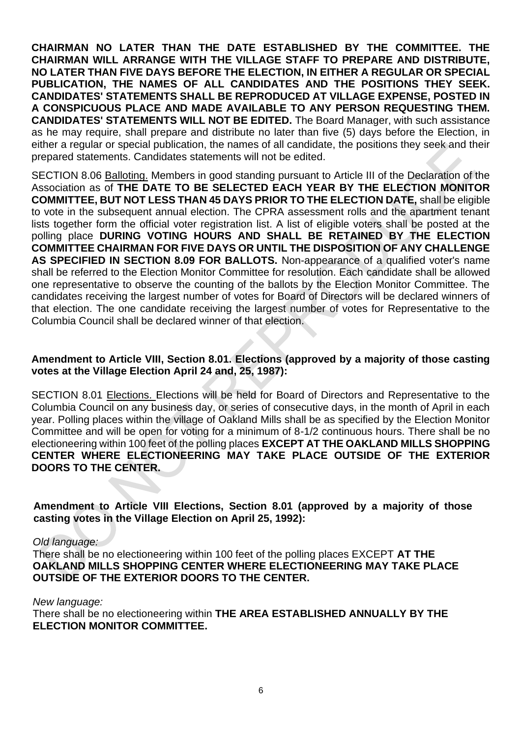**CHAIRMAN NO LATER THAN THE DATE ESTABLISHED BY THE COMMITTEE. THE CHAIRMAN WILL ARRANGE WITH THE VILLAGE STAFF TO PREPARE AND DISTRIBUTE, NO LATER THAN FIVE DAYS BEFORE THE ELECTION, IN EITHER A REGULAR OR SPECIAL PUBLICATION, THE NAMES OF ALL CANDIDATES AND THE POSITIONS THEY SEEK. CANDIDATES' STATEMENTS SHALL BE REPRODUCED AT VILLAGE EXPENSE, POSTED IN A CONSPICUOUS PLACE AND MADE AVAILABLE TO ANY PERSON REQUESTING THEM. CANDIDATES' STATEMENTS WILL NOT BE EDITED.** The Board Manager, with such assistance as he may require, shall prepare and distribute no later than five (5) days before the Election, in either a regular or special publication, the names of all candidate, the positions they seek and their prepared statements. Candidates statements will not be edited.

SECTION 8.06 Balloting. Members in good standing pursuant to Article III of the Declaration of the Association as of **THE DATE TO BE SELECTED EACH YEAR BY THE ELECTION MONITOR COMMITTEE, BUT NOT LESS THAN 45 DAYS PRIOR TO THE ELECTION DATE,** shall be eligible to vote in the subsequent annual election. The CPRA assessment rolls and the apartment tenant lists together form the official voter registration list. A list of eligible voters shall be posted at the polling place **DURING VOTING HOURS AND SHALL BE RETAINED BY THE ELECTION COMMITTEE CHAIRMAN FOR FIVE DAYS OR UNTIL THE DISPOSITION OF ANY CHALLENGE AS SPECIFIED IN SECTION 8.09 FOR BALLOTS.** Non-appearance of a qualified voter's name shall be referred to the Election Monitor Committee for resolution. Each candidate shall be allowed one representative to observe the counting of the ballots by the Election Monitor Committee. The candidates receiving the largest number of votes for Board of Directors will be declared winners of that election. The one candidate receiving the largest number of votes for Representative to the Columbia Council shall be declared winner of that election.

**Amendment to Article VIII, Section 8.01. Elections (approved by a majority of those casting votes at the Village Election April 24 and, 25, 1987):**

SECTION 8.01 Elections. Elections will be held for Board of Directors and Representative to the Columbia Council on any business day, or series of consecutive days, in the month of April in each year. Polling places within the village of Oakland Mills shall be as specified by the Election Monitor Committee and will be open for voting for a minimum of 8-1/2 continuous hours. There shall be no electioneering within 100 feet of the polling places **EXCEPT AT THE OAKLAND MILLS SHOPPING CENTER WHERE ELECTIONEERING MAY TAKE PLACE OUTSIDE OF THE EXTERIOR DOORS TO THE CENTER.**

**Amendment to Article VIII Elections, Section 8.01 (approved by a majority of those casting votes in the Village Election on April 25, 1992):**

*Old language:*
There shall be no electioneering within 100 feet of the polling places EXCEPT **AT THE OAKLAND MILLS SHOPPING CENTER WHERE ELECTIONEERING MAY TAKE PLACE OUTSIDE OF THE EXTERIOR DOORS TO THE CENTER.**

*New language:*
There shall be no electioneering within **THE AREA ESTABLISHED ANNUALLY BY THE ELECTION MONITOR COMMITTEE.**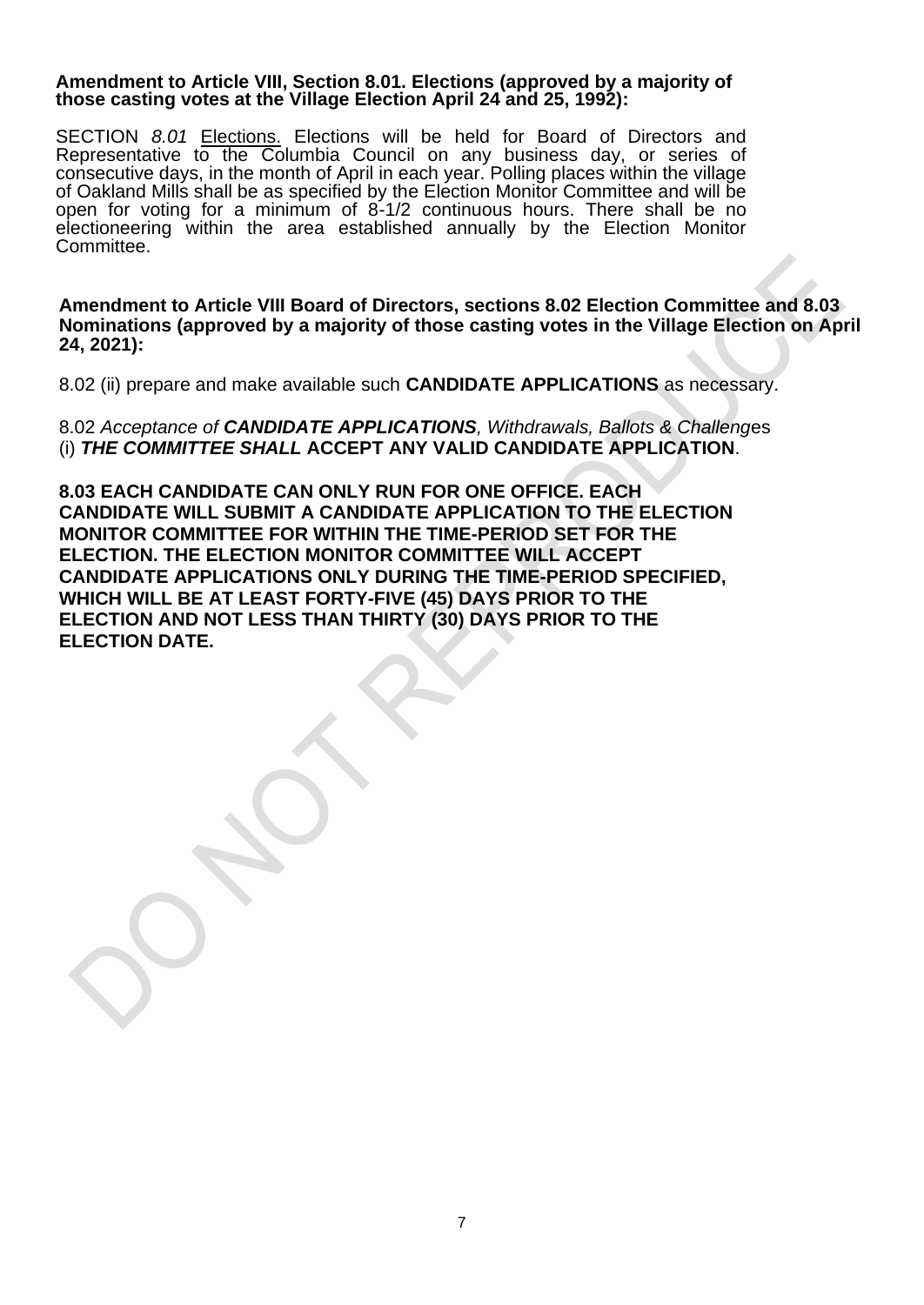**Amendment to Article VIII, Section 8.01. Elections (approved by a majority of those casting votes at the Village Election April 24 and 25, 1992):**

SECTION *8.01* <u>Elections.</u> Elections will be held for Board of Directors and Representative to the Columbia Council on any business day, or series of consecutive days, in the month of April in each year. Polling places within the village of Oakland Mills shall be as specified by the Election Monitor Committee and will be open for voting for a minimum of 8-1/2 continuous hours. There shall be no electioneering within the area established annually by the Election Monitor Committee.

**Amendment to Article VIII Board of Directors, sections 8.02 Election Committee and 8.03 Nominations (approved by a majority of those casting votes in the Village Election on April 24, 2021):**

8.02 (ii) prepare and make available such **CANDIDATE APPLICATIONS** as necessary.

8.02 *Acceptance of **CANDIDATE APPLICATIONS**, Withdrawals, Ballots & Challeng*es
(i) ***THE COMMITTEE SHALL*** **ACCEPT ANY VALID CANDIDATE APPLICATION**.

**8.03 EACH CANDIDATE CAN ONLY RUN FOR ONE OFFICE. EACH CANDIDATE WILL SUBMIT A CANDIDATE APPLICATION TO THE ELECTION MONITOR COMMITTEE FOR WITHIN THE TIME-PERIOD SET FOR THE ELECTION. THE ELECTION MONITOR COMMITTEE WILL ACCEPT CANDIDATE APPLICATIONS ONLY DURING THE TIME-PERIOD SPECIFIED, WHICH WILL BE AT LEAST FORTY-FIVE (45) DAYS PRIOR TO THE ELECTION AND NOT LESS THAN THIRTY (30) DAYS PRIOR TO THE ELECTION DATE.**